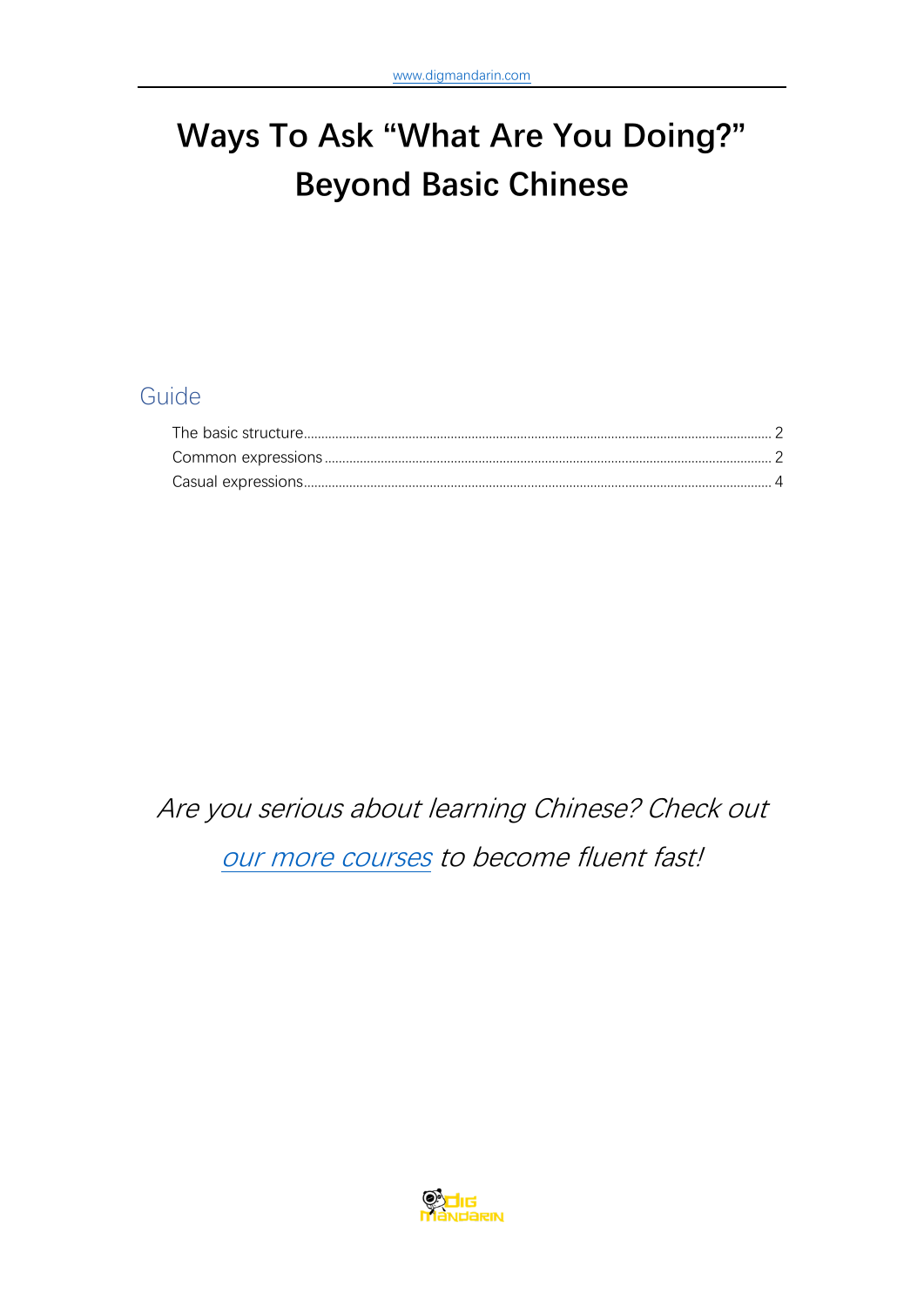# Ways To Ask "What Are You Doing?" Beyond Basic Chinese

## Guide

The basic structure........ 2
Common expressions........ 2
Casual expressions........ 4

*Are you serious about learning Chinese? Check out our more courses to become fluent fast!*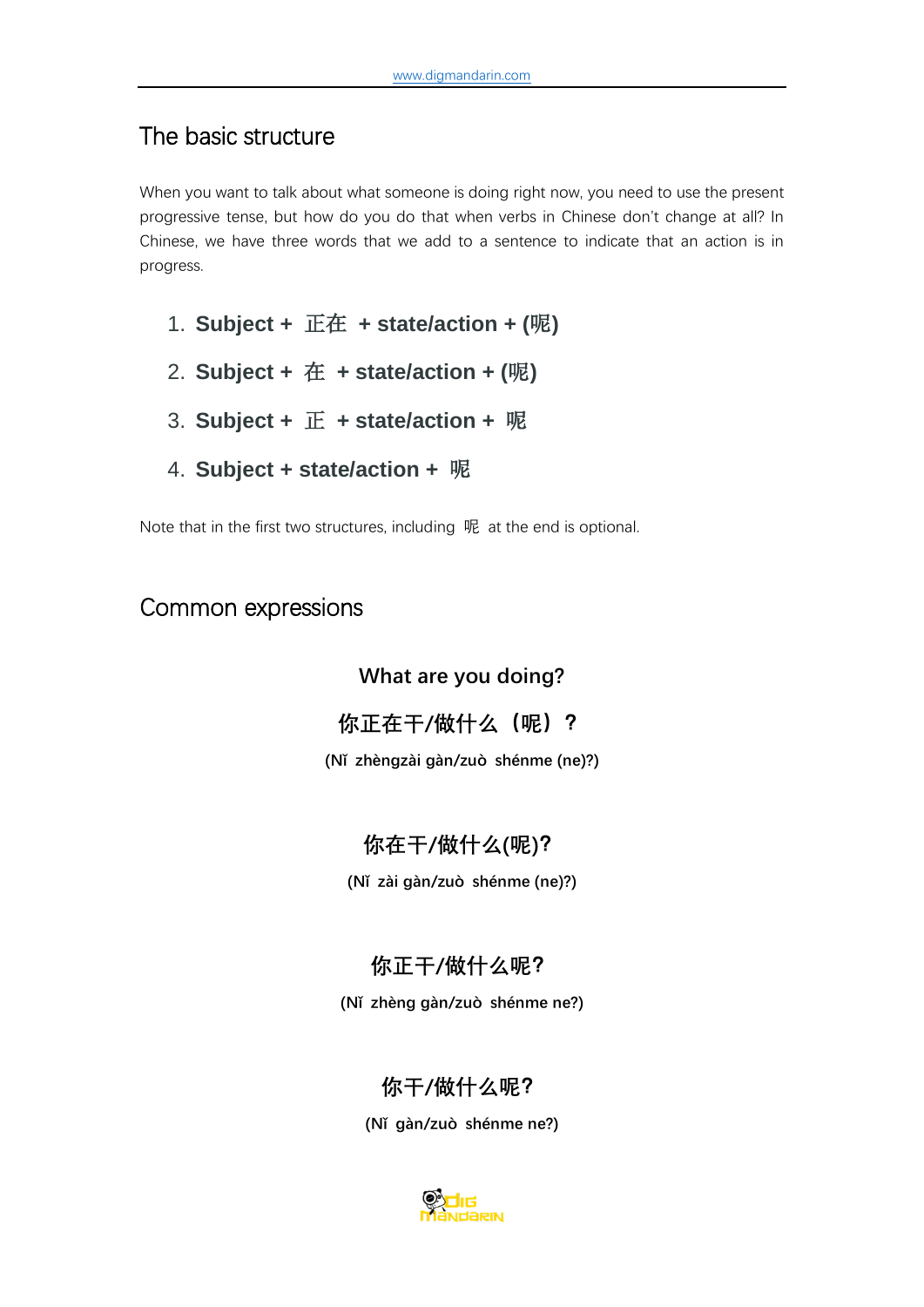## The basic structure

When you want to talk about what someone is doing right now, you need to use the present progressive tense, but how do you do that when verbs in Chinese don't change at all? In Chinese, we have three words that we add to a sentence to indicate that an action is in progress.

1. **Subject + 正在 + state/action + (呢)**
2. **Subject + 在 + state/action + (呢)**
3. **Subject + 正 + state/action + 呢**
4. **Subject + state/action + 呢**

Note that in the first two structures, including 呢 at the end is optional.

## Common expressions

**What are you doing?**

**你正在干/做什么（呢）？**

**(Nǐ zhèngzài gàn/zuò shénme (ne)?)**

**你在干/做什么(呢)?**

**(Nǐ zài gàn/zuò shénme (ne)?)**

**你正干/做什么呢?**

**(Nǐ zhèng gàn/zuò shénme ne?)**

**你干/做什么呢?**

**(Nǐ gàn/zuò shénme ne?)**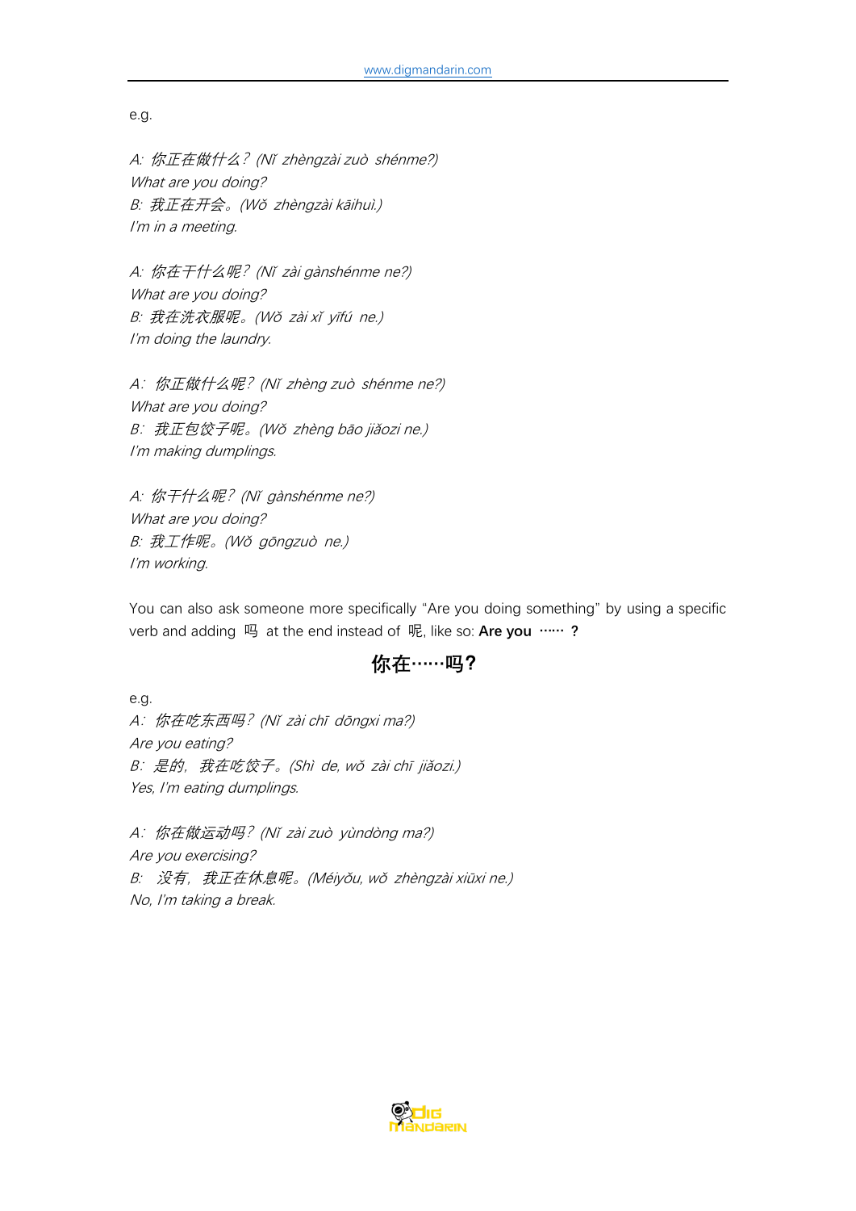e.g.

*A: 你正在做什么？(Nǐ zhèngzài zuò shénme?)*
*What are you doing?*
*B: 我正在开会。(Wǒ zhèngzài kāihuì.)*
*I'm in a meeting.*

*A: 你在干什么呢？(Nǐ zài gànshénme ne?)*
*What are you doing?*
*B: 我在洗衣服呢。(Wǒ zài xǐ yīfú ne.)*
*I'm doing the laundry.*

*A: 你正做什么呢？(Nǐ zhèng zuò shénme ne?)*
*What are you doing?*
*B: 我正包饺子呢。(Wǒ zhèng bāo jiǎozi ne.)*
*I'm making dumplings.*

*A: 你干什么呢？(Nǐ gànshénme ne?)*
*What are you doing?*
*B: 我工作呢。(Wǒ gōngzuò ne.)*
*I'm working.*

You can also ask someone more specifically "Are you doing something" by using a specific verb and adding 吗 at the end instead of 呢, like so: **Are you …… ?**

**你在……吗？**

e.g.

*A: 你在吃东西吗？(Nǐ zài chī dōngxi ma?)*
*Are you eating?*
*B: 是的，我在吃饺子。(Shì de, wǒ zài chī jiǎozi.)*
*Yes, I'm eating dumplings.*

*A: 你在做运动吗？(Nǐ zài zuò yùndòng ma?)*
*Are you exercising?*
*B: 没有，我正在休息呢。(Méiyǒu, wǒ zhèngzài xiūxi ne.)*
*No, I'm taking a break.*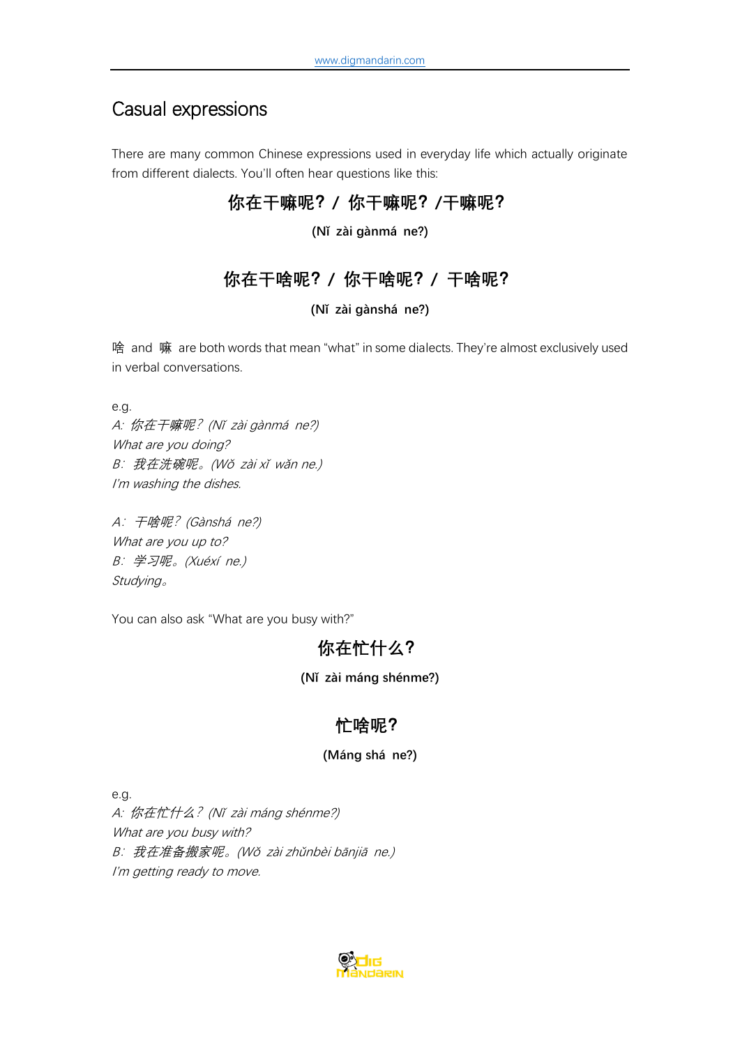## Casual expressions

There are many common Chinese expressions used in everyday life which actually originate from different dialects. You'll often hear questions like this:

**你在干嘛呢？/ 你干嘛呢？/干嘛呢？**

**(Nǐ zài gànmá ne?)**

**你在干啥呢？/ 你干啥呢？/ 干啥呢？**

**(Nǐ zài gànshá ne?)**

啥 and 嘛 are both words that mean "what" in some dialects. They're almost exclusively used in verbal conversations.

e.g.
*A: 你在干嘛呢？(Nǐ zài gànmá ne?)*
*What are you doing?*
*B: 我在洗碗呢。(Wǒ zài xǐ wǎn ne.)*
*I'm washing the dishes.*

*A: 干啥呢？(Gànshá ne?)*
*What are you up to?*
*B: 学习呢。(Xuéxí ne.)*
*Studying。*

You can also ask "What are you busy with?"

**你在忙什么？**

**(Nǐ zài máng shénme?)**

**忙啥呢？**

**(Máng shá ne?)**

e.g.
*A: 你在忙什么？(Nǐ zài máng shénme?)*
*What are you busy with?*
*B: 我在准备搬家呢。(Wǒ zài zhǔnbèi bānjiā ne.)*
*I'm getting ready to move.*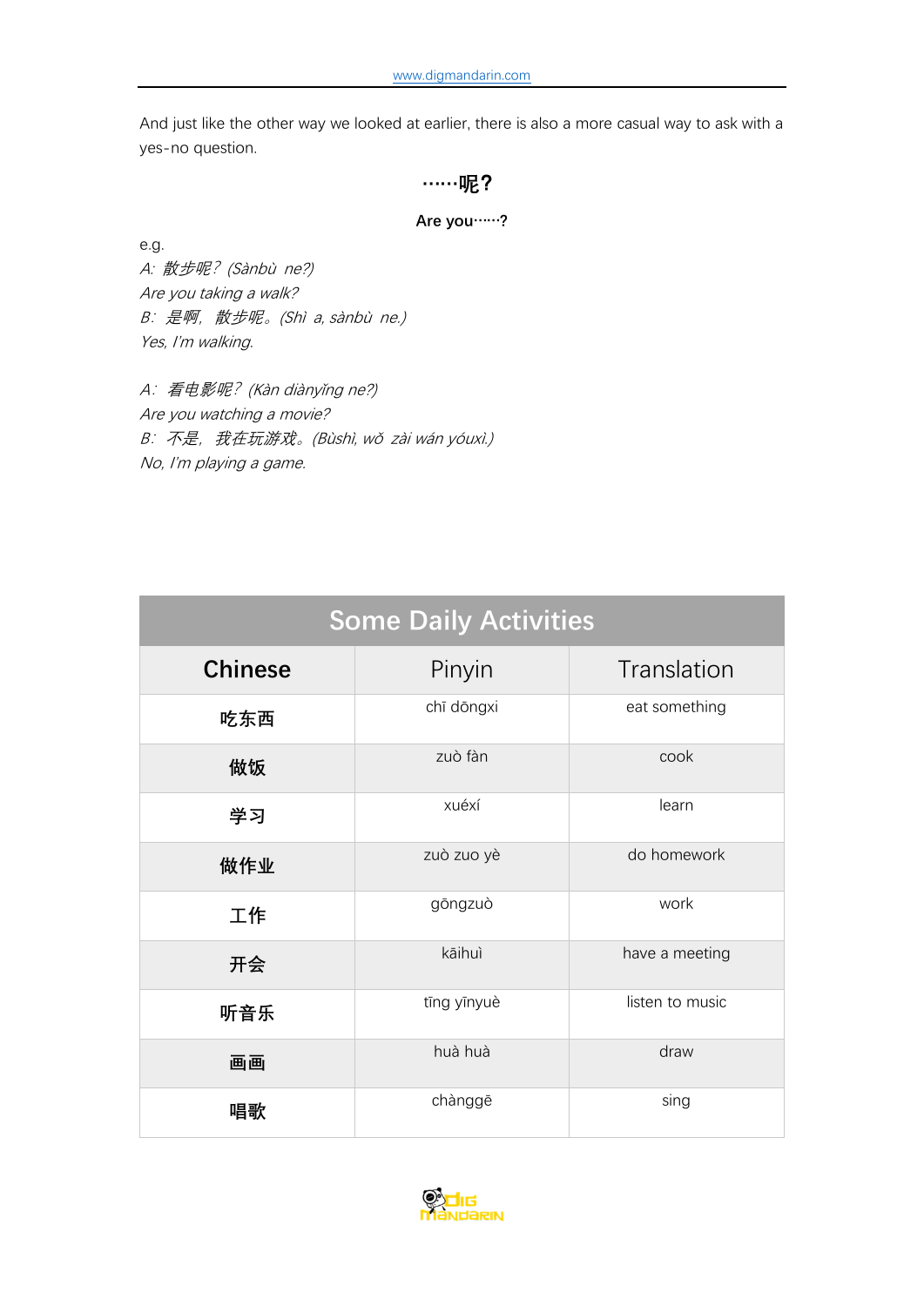And just like the other way we looked at earlier, there is also a more casual way to ask with a yes-no question.

**……呢？**

**Are you……?**

e.g.

*A: 散步呢？(Sànbù ne?)*
*Are you taking a walk?*
*B: 是啊，散步呢。(Shì a, sànbù ne.)*
*Yes, I'm walking.*

*A: 看电影呢？(Kàn diànyǐng ne?)*
*Are you watching a movie?*
*B: 不是，我在玩游戏。(Bùshì, wǒ zài wán yóuxì.)*
*No, I'm playing a game.*

| Some Daily Activities | | |
|---|---|---|
| **Chinese** | Pinyin | Translation |
| **吃东西** | chī dōngxi | eat something |
| **做饭** | zuò fàn | cook |
| **学习** | xuéxí | learn |
| **做作业** | zuò zuo yè | do homework |
| **工作** | gōngzuò | work |
| **开会** | kāihuì | have a meeting |
| **听音乐** | tīng yīnyuè | listen to music |
| **画画** | huà huà | draw |
| **唱歌** | chànggē | sing |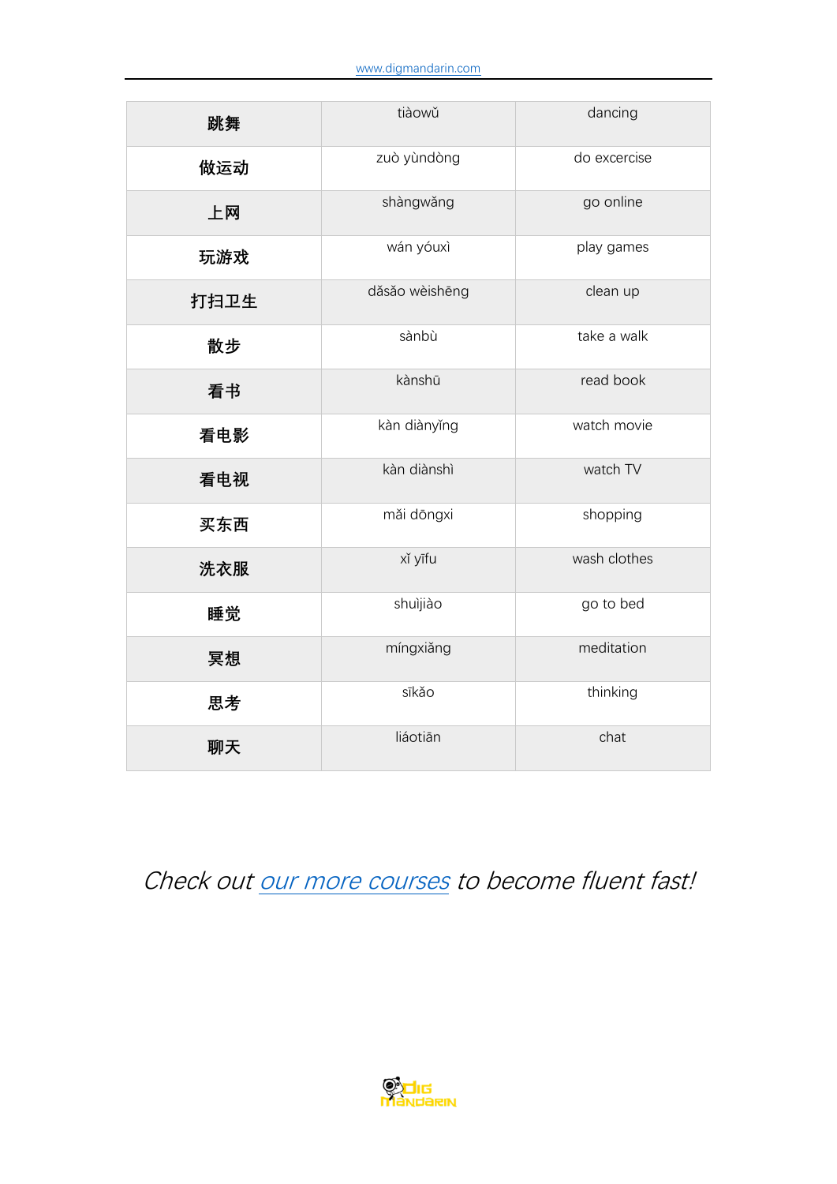| | | |
|---|---|---|
| **跳舞** | tiàowǔ | dancing |
| **做运动** | zuò yùndòng | do excercise |
| **上网** | shàngwǎng | go online |
| **玩游戏** | wán yóuxì | play games |
| **打扫卫生** | dǎsǎo wèishēng | clean up |
| **散步** | sànbù | take a walk |
| **看书** | kànshū | read book |
| **看电影** | kàn diànyǐng | watch movie |
| **看电视** | kàn diànshì | watch TV |
| **买东西** | mǎi dōngxi | shopping |
| **洗衣服** | xǐ yīfu | wash clothes |
| **睡觉** | shuìjiào | go to bed |
| **冥想** | míngxiǎng | meditation |
| **思考** | sīkǎo | thinking |
| **聊天** | liáotiān | chat |

*Check out our more courses to become fluent fast!*